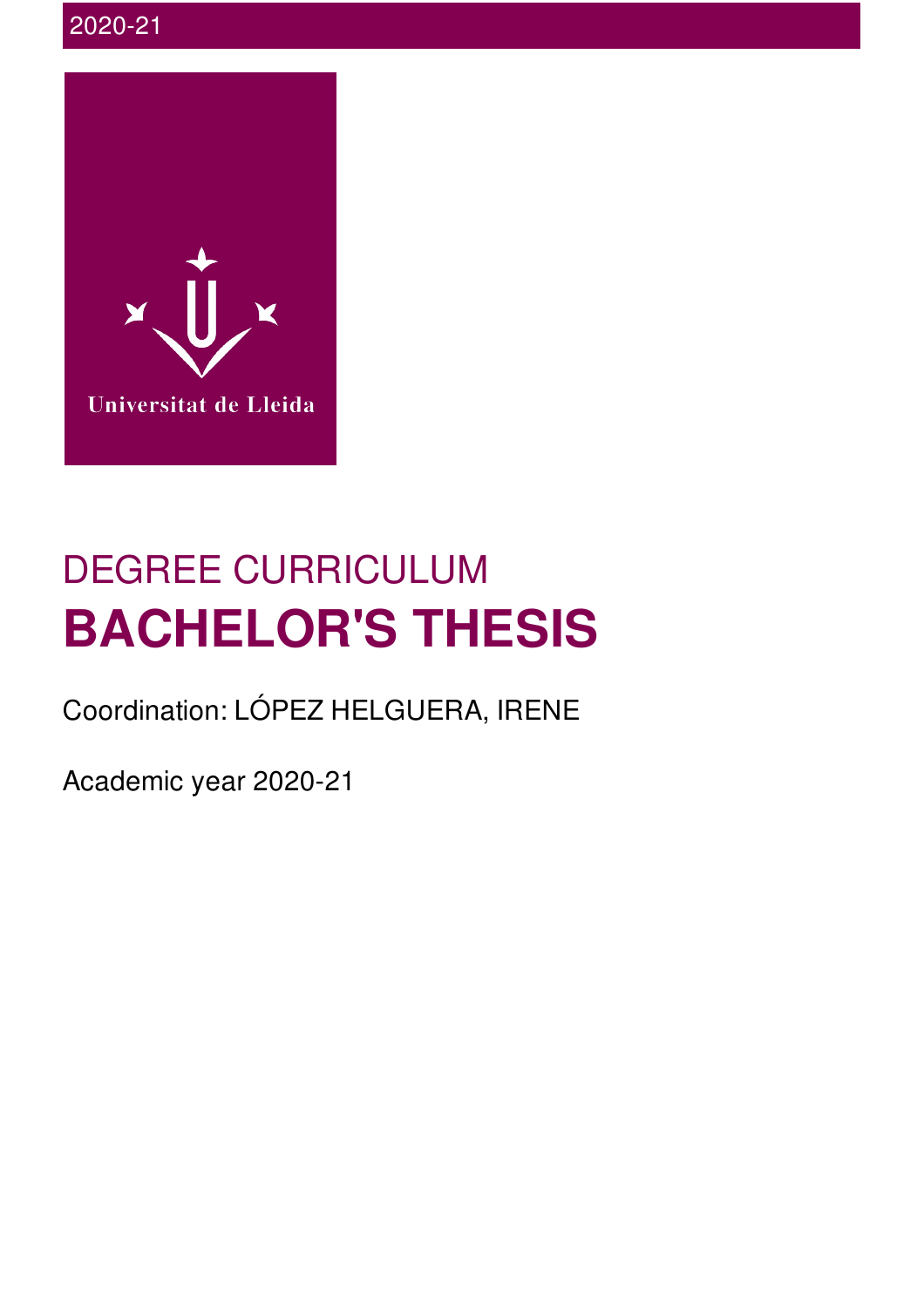2020-21

Universitat de Lleida

DEGREE CURRICULUM

# BACHELOR'S THESIS

Coordination: LÓPEZ HELGUERA, IRENE

Academic year 2020-21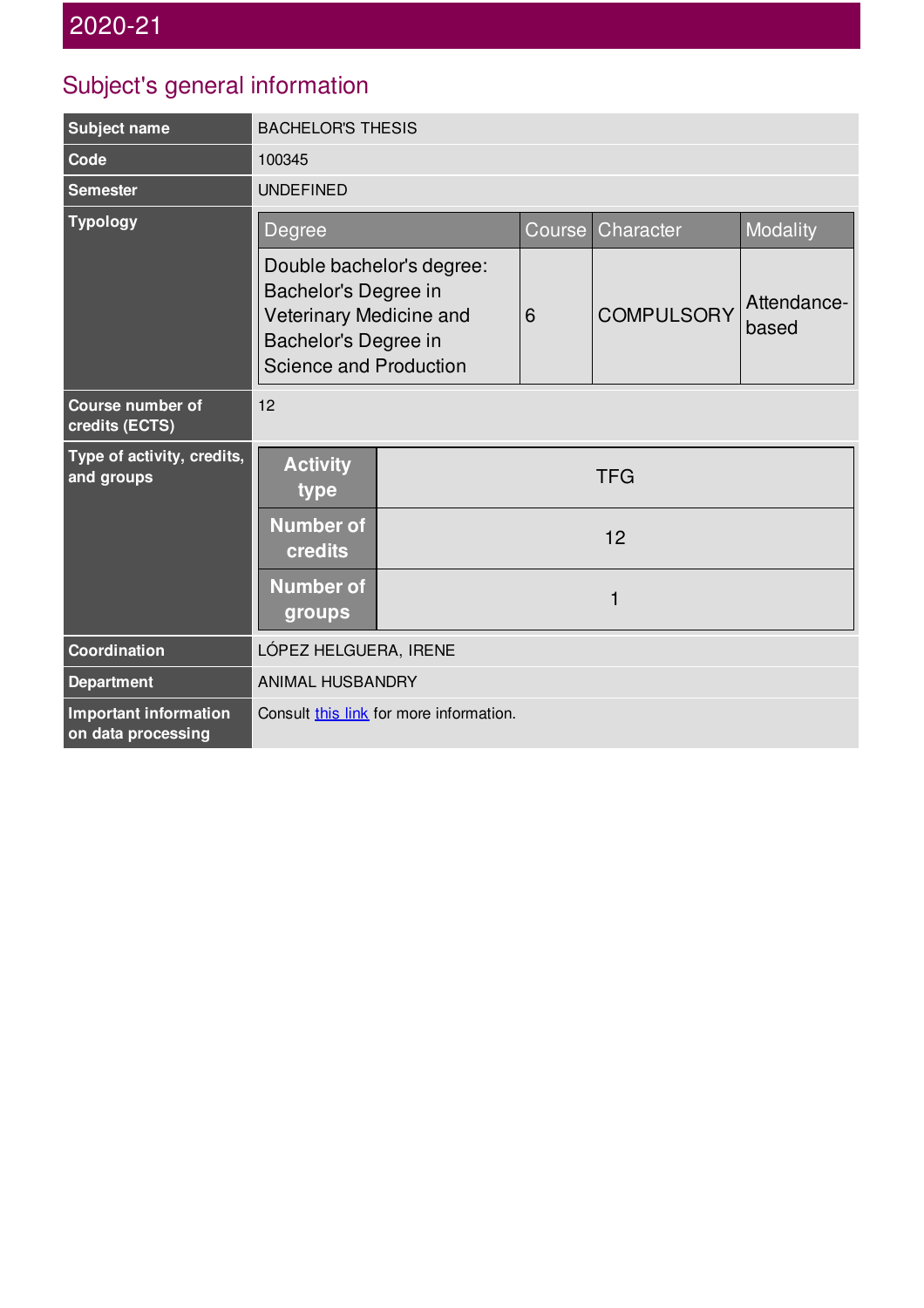# 2020-21

## Subject's general information

| | |
|---|---|
| **Subject name** | BACHELOR'S THESIS |
| **Code** | 100345 |
| **Semester** | UNDEFINED |
| **Typology** | |

| Degree | Course | Character | Modality |
|---|---|---|---|
| Double bachelor's degree: Bachelor's Degree in Veterinary Medicine and Bachelor's Degree in Science and Production | 6 | COMPULSORY | Attendance-based |

| | |
|---|---|
| **Course number of credits (ECTS)** | 12 |
| **Type of activity, credits, and groups** | |

| | |
|---|---|
| **Activity type** | TFG |
| **Number of credits** | 12 |
| **Number of groups** | 1 |

| | |
|---|---|
| **Coordination** | LÓPEZ HELGUERA, IRENE |
| **Department** | ANIMAL HUSBANDRY |
| **Important information on data processing** | Consult this link for more information. |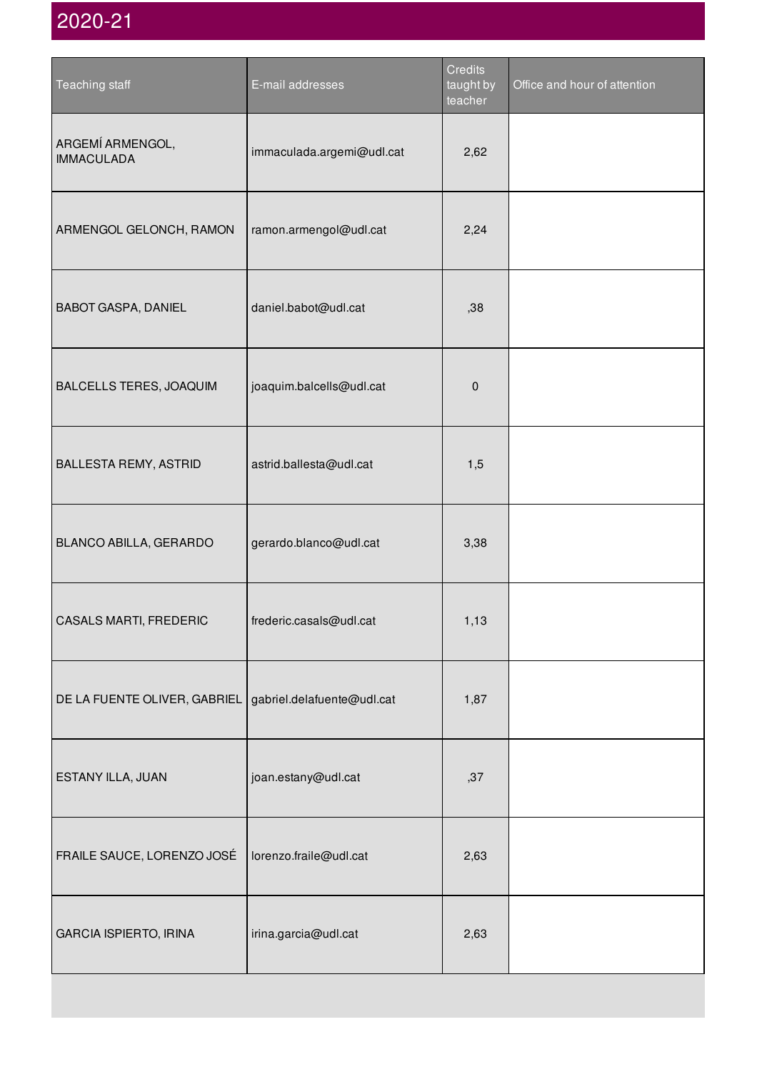## 2020-21

| Teaching staff | E-mail addresses | Credits taught by teacher | Office and hour of attention |
|---|---|---|---|
| ARGEMÍ ARMENGOL, IMMACULADA | immaculada.argemi@udl.cat | 2,62 | |
| ARMENGOL GELONCH, RAMON | ramon.armengol@udl.cat | 2,24 | |
| BABOT GASPA, DANIEL | daniel.babot@udl.cat | ,38 | |
| BALCELLS TERES, JOAQUIM | joaquim.balcells@udl.cat | 0 | |
| BALLESTA REMY, ASTRID | astrid.ballesta@udl.cat | 1,5 | |
| BLANCO ABILLA, GERARDO | gerardo.blanco@udl.cat | 3,38 | |
| CASALS MARTI, FREDERIC | frederic.casals@udl.cat | 1,13 | |
| DE LA FUENTE OLIVER, GABRIEL | gabriel.delafuente@udl.cat | 1,87 | |
| ESTANY ILLA, JUAN | joan.estany@udl.cat | ,37 | |
| FRAILE SAUCE, LORENZO JOSÉ | lorenzo.fraile@udl.cat | 2,63 | |
| GARCIA ISPIERTO, IRINA | irina.garcia@udl.cat | 2,63 | |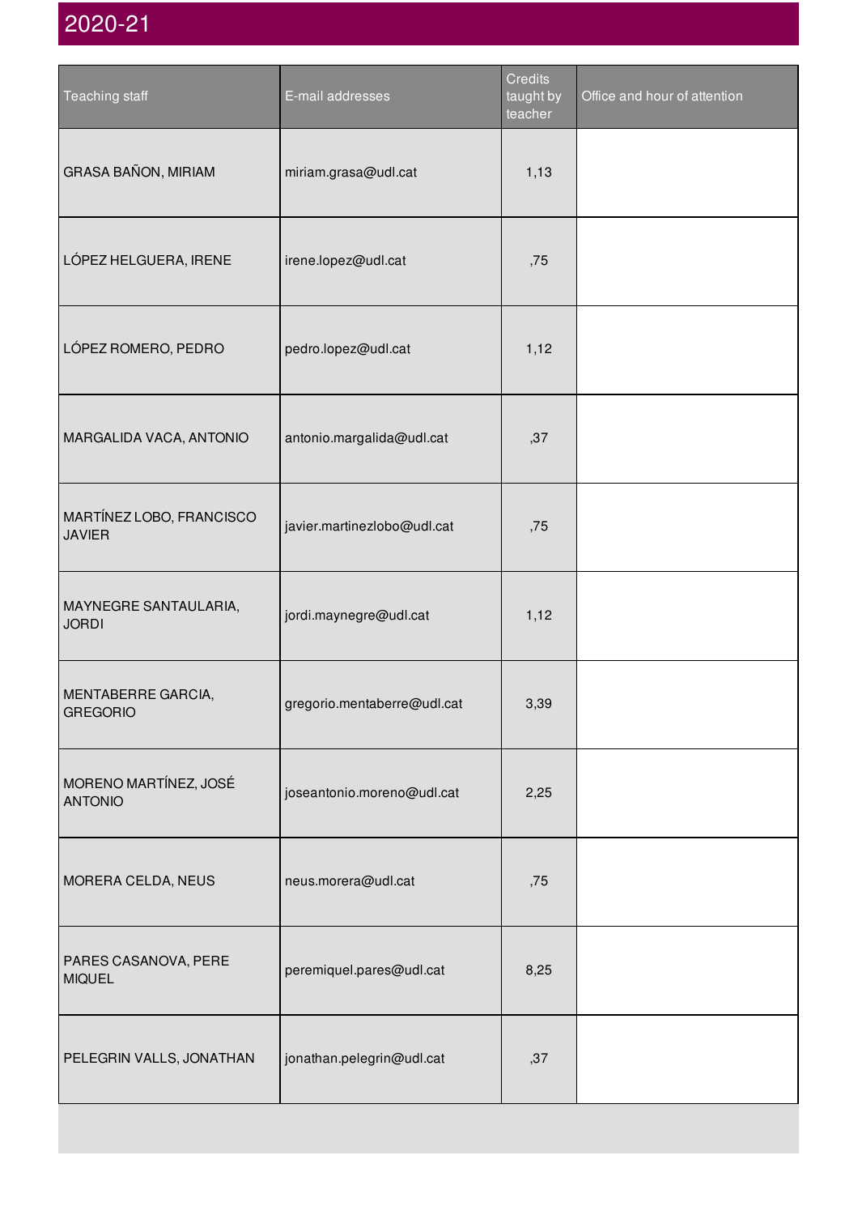## 2020-21

| Teaching staff | E-mail addresses | Credits taught by teacher | Office and hour of attention |
|---|---|---|---|
| GRASA BAÑON, MIRIAM | miriam.grasa@udl.cat | 1,13 | |
| LÓPEZ HELGUERA, IRENE | irene.lopez@udl.cat | ,75 | |
| LÓPEZ ROMERO, PEDRO | pedro.lopez@udl.cat | 1,12 | |
| MARGALIDA VACA, ANTONIO | antonio.margalida@udl.cat | ,37 | |
| MARTÍNEZ LOBO, FRANCISCO JAVIER | javier.martinezlobo@udl.cat | ,75 | |
| MAYNEGRE SANTAULARIA, JORDI | jordi.maynegre@udl.cat | 1,12 | |
| MENTABERRE GARCIA, GREGORIO | gregorio.mentaberre@udl.cat | 3,39 | |
| MORENO MARTÍNEZ, JOSÉ ANTONIO | joseantonio.moreno@udl.cat | 2,25 | |
| MORERA CELDA, NEUS | neus.morera@udl.cat | ,75 | |
| PARES CASANOVA, PERE MIQUEL | peremiquel.pares@udl.cat | 8,25 | |
| PELEGRIN VALLS, JONATHAN | jonathan.pelegrin@udl.cat | ,37 | |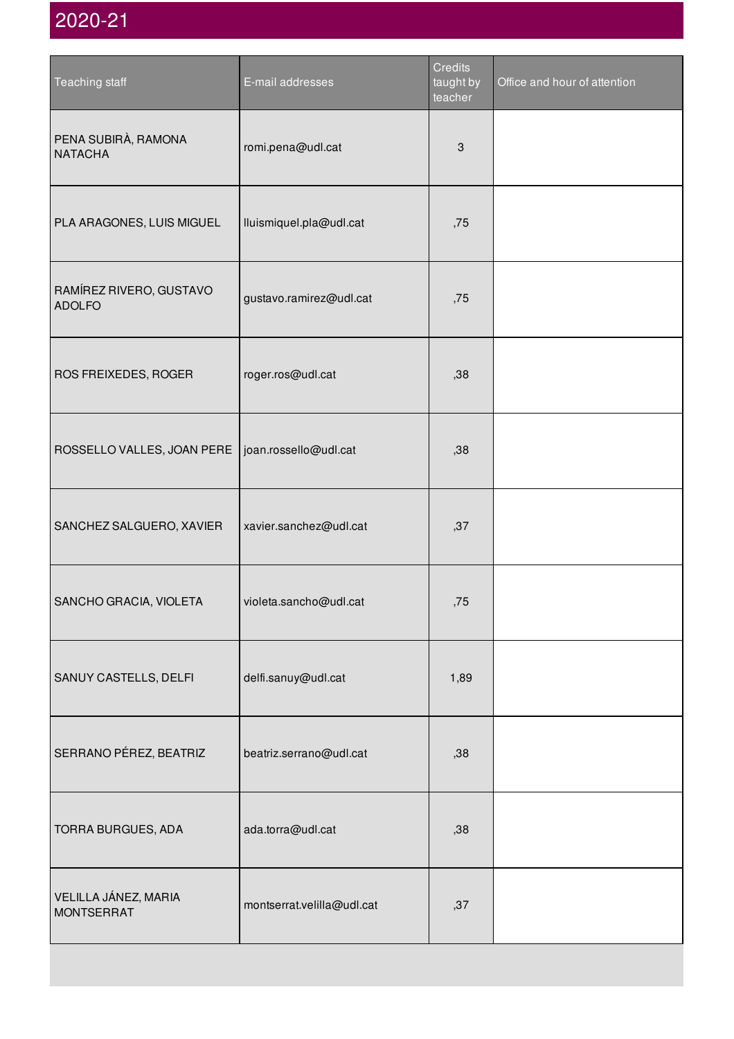2020-21

| Teaching staff | E-mail addresses | Credits taught by teacher | Office and hour of attention |
|---|---|---|---|
| PENA SUBIRÀ, RAMONA NATACHA | romi.pena@udl.cat | 3 | |
| PLA ARAGONES, LUIS MIGUEL | lluismiquel.pla@udl.cat | ,75 | |
| RAMÍREZ RIVERO, GUSTAVO ADOLFO | gustavo.ramirez@udl.cat | ,75 | |
| ROS FREIXEDES, ROGER | roger.ros@udl.cat | ,38 | |
| ROSSELLO VALLES, JOAN PERE | joan.rossello@udl.cat | ,38 | |
| SANCHEZ SALGUERO, XAVIER | xavier.sanchez@udl.cat | ,37 | |
| SANCHO GRACIA, VIOLETA | violeta.sancho@udl.cat | ,75 | |
| SANUY CASTELLS, DELFI | delfi.sanuy@udl.cat | 1,89 | |
| SERRANO PÉREZ, BEATRIZ | beatriz.serrano@udl.cat | ,38 | |
| TORRA BURGUES, ADA | ada.torra@udl.cat | ,38 | |
| VELILLA JÁNEZ, MARIA MONTSERRAT | montserrat.velilla@udl.cat | ,37 | |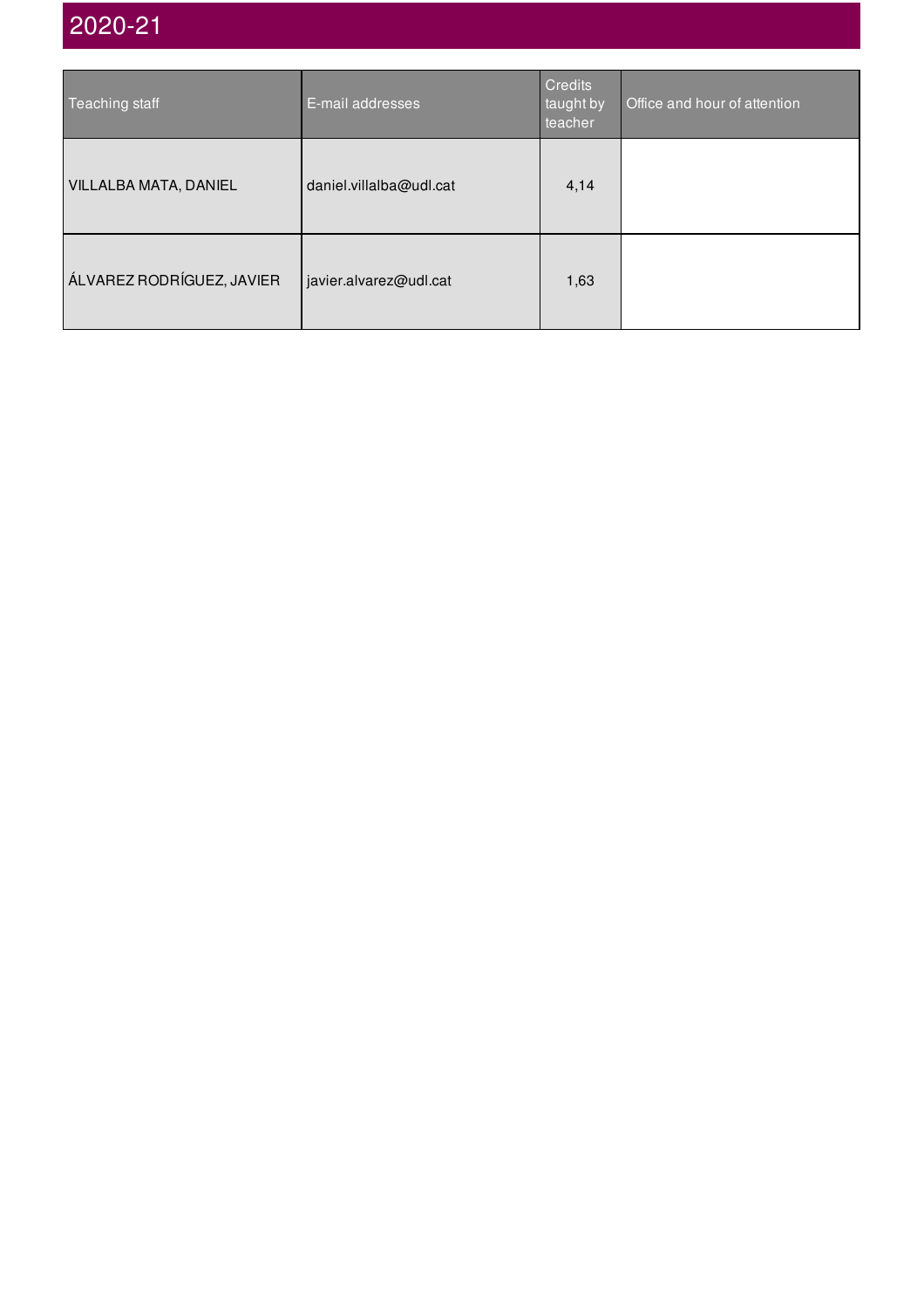# 2020-21

| Teaching staff | E-mail addresses | Credits taught by teacher | Office and hour of attention |
| --- | --- | --- | --- |
| VILLALBA MATA, DANIEL | daniel.villalba@udl.cat | 4,14 | |
| ÁLVAREZ RODRÍGUEZ, JAVIER | javier.alvarez@udl.cat | 1,63 | |